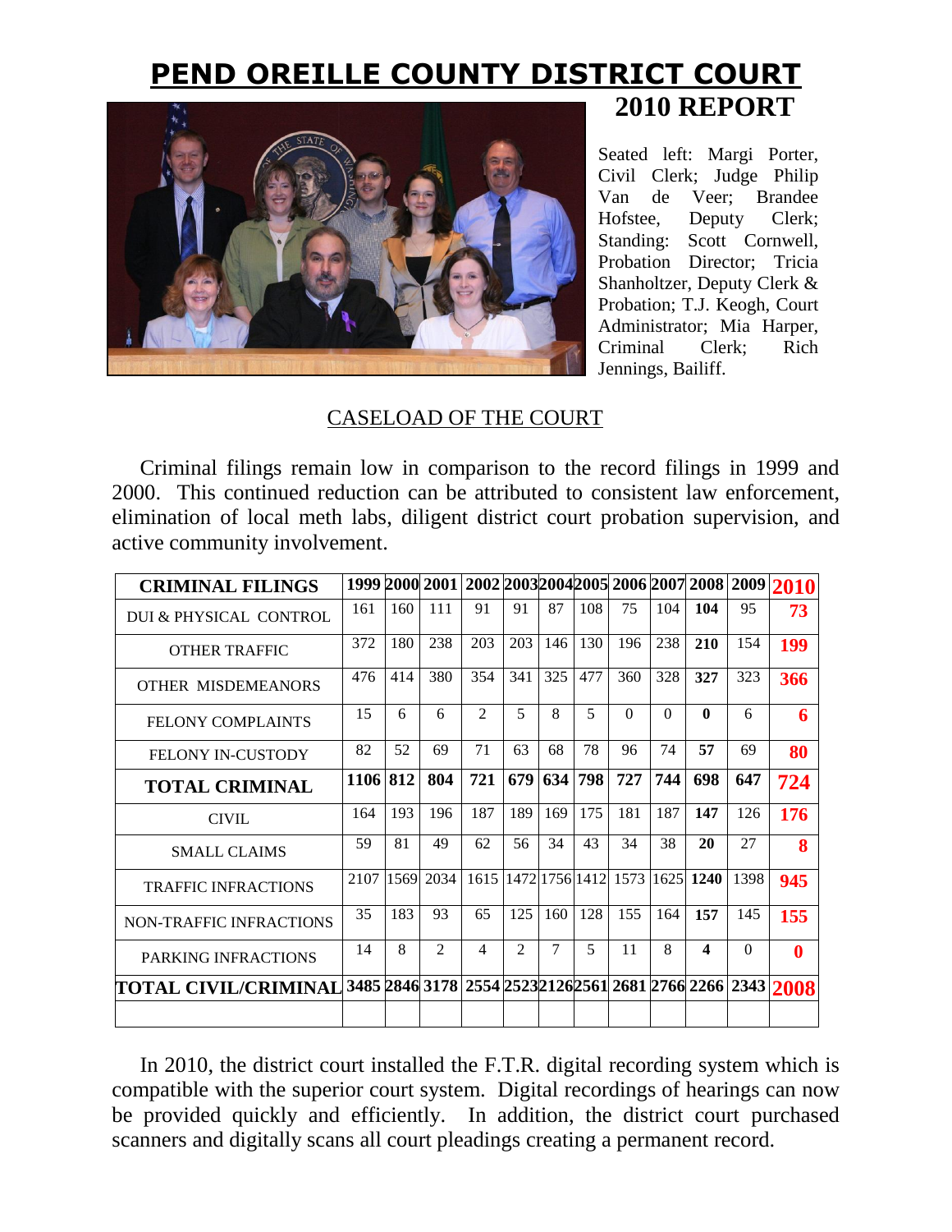# PEND OREILLE COUNTY DISTRICT COURT

## 2010 REPORT

Seated left: Margi Porter, Civil Clerk; Judge Philip Van de Veer; Brandee Hofstee, Deputy Clerk; Standing: Scott Cornwell, Probation Director; Tricia Shanholtzer, Deputy Clerk & Probation; T.J. Keogh, Court Administrator; Mia Harper, Criminal Clerk; Rich Jennings, Bailiff.

### CASELOAD OF THE COURT

Criminal filings remain low in comparison to the record filings in 1999 and 2000. This continued reduction can be attributed to consistent law enforcement, elimination of local meth labs, diligent district court probation supervision, and active community involvement.

| CRIMINAL FILINGS | 1999 | 2000 | 2001 | 2002 | 2003 | 2004 | 2005 | 2006 | 2007 | 2008 | 2009 | 2010 |
|---|---|---|---|---|---|---|---|---|---|---|---|---|
| DUI & PHYSICAL CONTROL | 161 | 160 | 111 | 91 | 91 | 87 | 108 | 75 | 104 | **104** | 95 | **73** |
| OTHER TRAFFIC | 372 | 180 | 238 | 203 | 203 | 146 | 130 | 196 | 238 | **210** | 154 | **199** |
| OTHER MISDEMEANORS | 476 | 414 | 380 | 354 | 341 | 325 | 477 | 360 | 328 | **327** | 323 | **366** |
| FELONY COMPLAINTS | 15 | 6 | 6 | 2 | 5 | 8 | 5 | 0 | 0 | **0** | 6 | **6** |
| FELONY IN-CUSTODY | 82 | 52 | 69 | 71 | 63 | 68 | 78 | 96 | 74 | **57** | 69 | **80** |
| **TOTAL CRIMINAL** | **1106** | **812** | **804** | **721** | **679** | **634** | **798** | **727** | **744** | **698** | **647** | **724** |
| CIVIL | 164 | 193 | 196 | 187 | 189 | 169 | 175 | 181 | 187 | **147** | 126 | **176** |
| SMALL CLAIMS | 59 | 81 | 49 | 62 | 56 | 34 | 43 | 34 | 38 | **20** | 27 | **8** |
| TRAFFIC INFRACTIONS | 2107 | 1569 | 2034 | 1615 | 1472 | 1756 | 1412 | 1573 | 1625 | **1240** | 1398 | **945** |
| NON-TRAFFIC INFRACTIONS | 35 | 183 | 93 | 65 | 125 | 160 | 128 | 155 | 164 | **157** | 145 | **155** |
| PARKING INFRACTIONS | 14 | 8 | 2 | 4 | 2 | 7 | 5 | 11 | 8 | **4** | 0 | **0** |
| **TOTAL CIVIL/CRIMINAL** | **3485** | **2846** | **3178** | **2554** | **2523** | **2126** | **2561** | **2681** | **2766** | **2266** | **2343** | **2008** |

In 2010, the district court installed the F.T.R. digital recording system which is compatible with the superior court system. Digital recordings of hearings can now be provided quickly and efficiently. In addition, the district court purchased scanners and digitally scans all court pleadings creating a permanent record.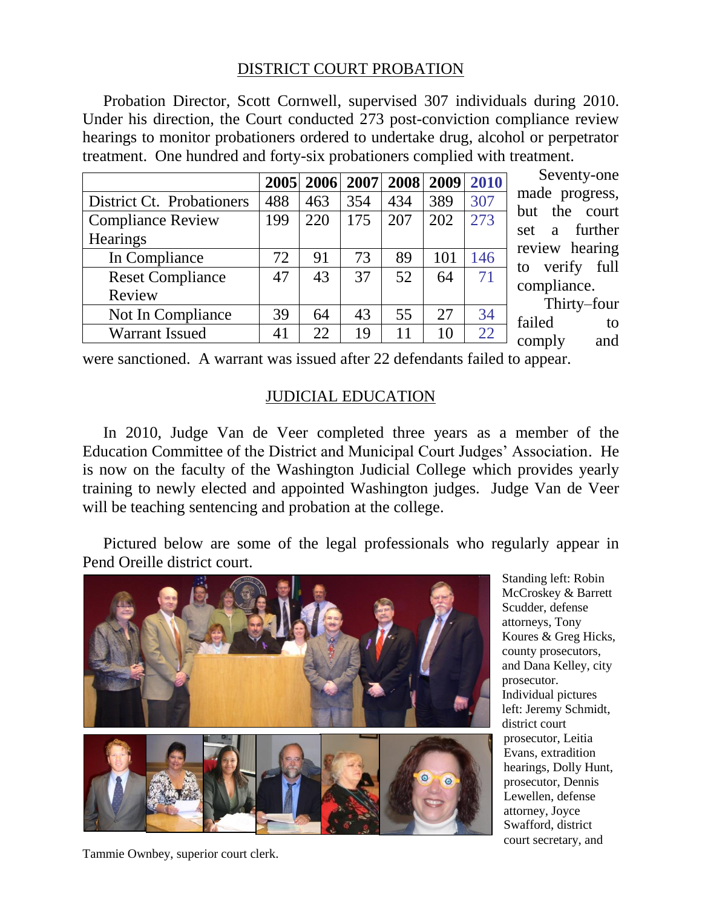## DISTRICT COURT PROBATION

Probation Director, Scott Cornwell, supervised 307 individuals during 2010. Under his direction, the Court conducted 273 post-conviction compliance review hearings to monitor probationers ordered to undertake drug, alcohol or perpetrator treatment. One hundred and forty-six probationers complied with treatment.

| | 2005 | 2006 | 2007 | 2008 | 2009 | 2010 |
|---|---|---|---|---|---|---|
| District Ct. Probationers | 488 | 463 | 354 | 434 | 389 | 307 |
| Compliance Review Hearings | 199 | 220 | 175 | 207 | 202 | 273 |
| In Compliance | 72 | 91 | 73 | 89 | 101 | 146 |
| Reset Compliance Review | 47 | 43 | 37 | 52 | 64 | 71 |
| Not In Compliance | 39 | 64 | 43 | 55 | 27 | 34 |
| Warrant Issued | 41 | 22 | 19 | 11 | 10 | 22 |

Seventy-one made progress, but the court set a further review hearing to verify full compliance. Thirty–four failed to comply and were sanctioned. A warrant was issued after 22 defendants failed to appear.

## JUDICIAL EDUCATION

In 2010, Judge Van de Veer completed three years as a member of the Education Committee of the District and Municipal Court Judges' Association. He is now on the faculty of the Washington Judicial College which provides yearly training to newly elected and appointed Washington judges. Judge Van de Veer will be teaching sentencing and probation at the college.

Pictured below are some of the legal professionals who regularly appear in Pend Oreille district court.

Standing left: Robin McCroskey & Barrett Scudder, defense attorneys, Tony Koures & Greg Hicks, county prosecutors, and Dana Kelley, city prosecutor. Individual pictures left: Jeremy Schmidt, district court prosecutor, Leitia Evans, extradition hearings, Dolly Hunt, prosecutor, Dennis Lewellen, defense attorney, Joyce Swafford, district court secretary, and Tammie Ownbey, superior court clerk.